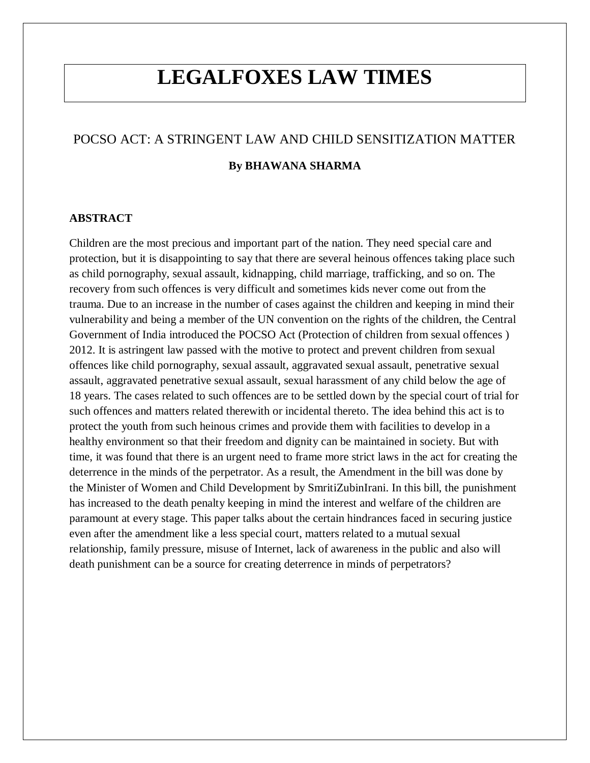# LEGALFOXES LAW TIMES

## POCSO ACT: A STRINGENT LAW AND CHILD SENSITIZATION MATTER

**By BHAWANA SHARMA**

**ABSTRACT**

Children are the most precious and important part of the nation. They need special care and protection, but it is disappointing to say that there are several heinous offences taking place such as child pornography, sexual assault, kidnapping, child marriage, trafficking, and so on. The recovery from such offences is very difficult and sometimes kids never come out from the trauma. Due to an increase in the number of cases against the children and keeping in mind their vulnerability and being a member of the UN convention on the rights of the children, the Central Government of India introduced the POCSO Act (Protection of children from sexual offences ) 2012. It is astringent law passed with the motive to protect and prevent children from sexual offences like child pornography, sexual assault, aggravated sexual assault, penetrative sexual assault, aggravated penetrative sexual assault, sexual harassment of any child below the age of 18 years. The cases related to such offences are to be settled down by the special court of trial for such offences and matters related therewith or incidental thereto. The idea behind this act is to protect the youth from such heinous crimes and provide them with facilities to develop in a healthy environment so that their freedom and dignity can be maintained in society. But with time, it was found that there is an urgent need to frame more strict laws in the act for creating the deterrence in the minds of the perpetrator. As a result, the Amendment in the bill was done by the Minister of Women and Child Development by SmritiZubinIrani. In this bill, the punishment has increased to the death penalty keeping in mind the interest and welfare of the children are paramount at every stage. This paper talks about the certain hindrances faced in securing justice even after the amendment like a less special court, matters related to a mutual sexual relationship, family pressure, misuse of Internet, lack of awareness in the public and also will death punishment can be a source for creating deterrence in minds of perpetrators?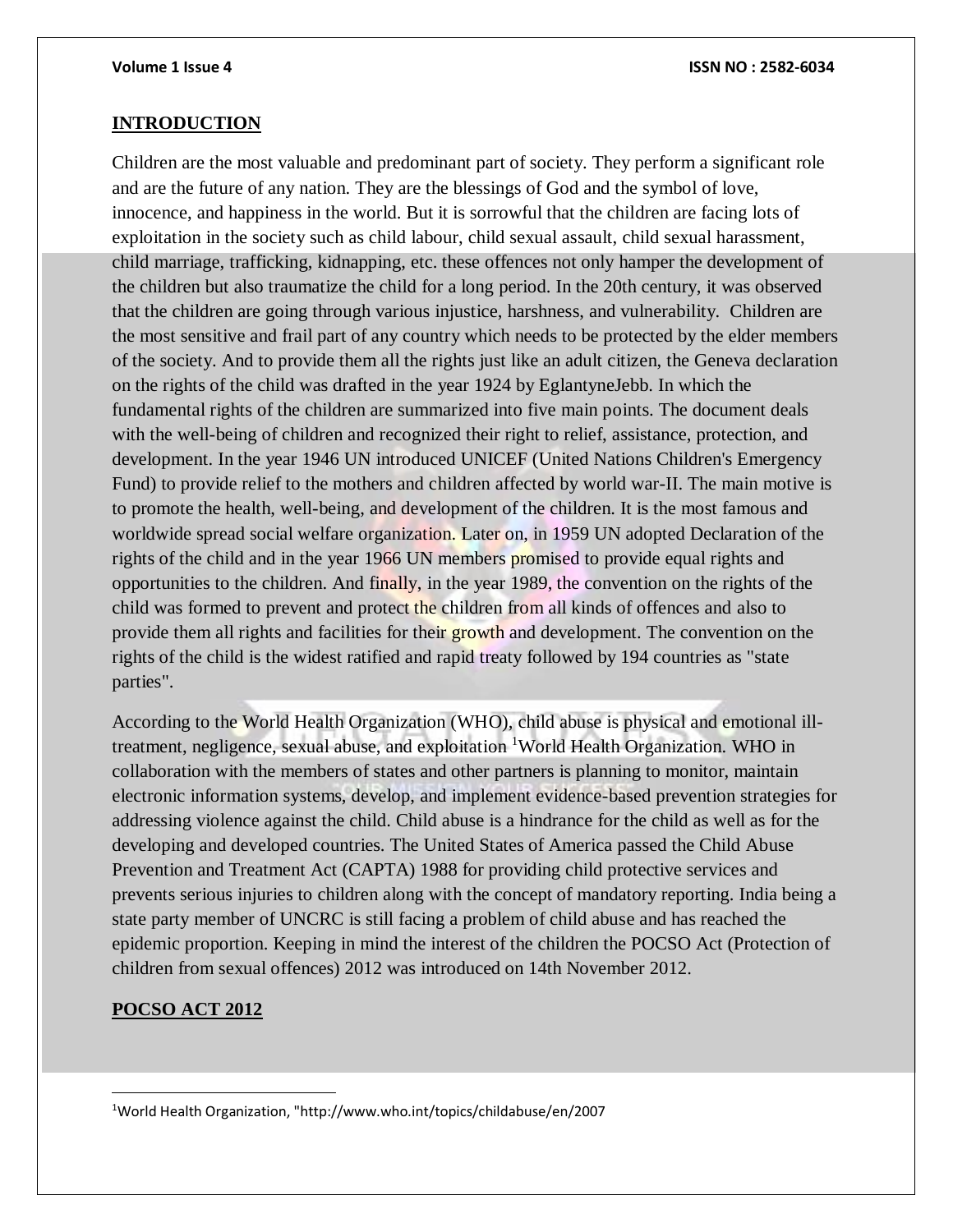## INTRODUCTION

Children are the most valuable and predominant part of society. They perform a significant role and are the future of any nation. They are the blessings of God and the symbol of love, innocence, and happiness in the world. But it is sorrowful that the children are facing lots of exploitation in the society such as child labour, child sexual assault, child sexual harassment, child marriage, trafficking, kidnapping, etc. these offences not only hamper the development of the children but also traumatize the child for a long period. In the 20th century, it was observed that the children are going through various injustice, harshness, and vulnerability. Children are the most sensitive and frail part of any country which needs to be protected by the elder members of the society. And to provide them all the rights just like an adult citizen, the Geneva declaration on the rights of the child was drafted in the year 1924 by EglantyneJebb. In which the fundamental rights of the children are summarized into five main points. The document deals with the well-being of children and recognized their right to relief, assistance, protection, and development. In the year 1946 UN introduced UNICEF (United Nations Children's Emergency Fund) to provide relief to the mothers and children affected by world war-II. The main motive is to promote the health, well-being, and development of the children. It is the most famous and worldwide spread social welfare organization. Later on, in 1959 UN adopted Declaration of the rights of the child and in the year 1966 UN members promised to provide equal rights and opportunities to the children. And finally, in the year 1989, the convention on the rights of the child was formed to prevent and protect the children from all kinds of offences and also to provide them all rights and facilities for their growth and development. The convention on the rights of the child is the widest ratified and rapid treaty followed by 194 countries as "state parties".

According to the World Health Organization (WHO), child abuse is physical and emotional ill-treatment, negligence, sexual abuse, and exploitation [1]World Health Organization. WHO in collaboration with the members of states and other partners is planning to monitor, maintain electronic information systems, develop, and implement evidence-based prevention strategies for addressing violence against the child. Child abuse is a hindrance for the child as well as for the developing and developed countries. The United States of America passed the Child Abuse Prevention and Treatment Act (CAPTA) 1988 for providing child protective services and prevents serious injuries to children along with the concept of mandatory reporting. India being a state party member of UNCRC is still facing a problem of child abuse and has reached the epidemic proportion. Keeping in mind the interest of the children the POCSO Act (Protection of children from sexual offences) 2012 was introduced on 14th November 2012.

## POCSO ACT 2012

[1]World Health Organization, "http://www.who.int/topics/childabuse/en/2007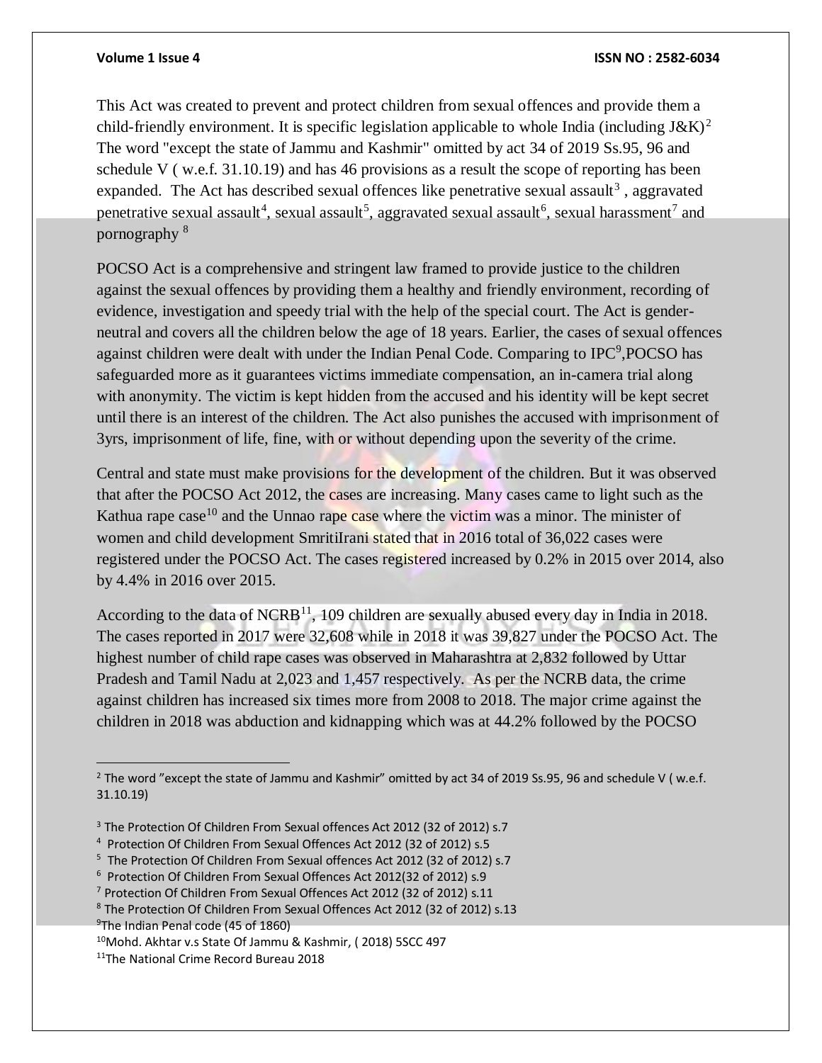This Act was created to prevent and protect children from sexual offences and provide them a child-friendly environment. It is specific legislation applicable to whole India (including J&K)[2] The word "except the state of Jammu and Kashmir" omitted by act 34 of 2019 Ss.95, 96 and schedule V ( w.e.f. 31.10.19) and has 46 provisions as a result the scope of reporting has been expanded. The Act has described sexual offences like penetrative sexual assault[3] , aggravated penetrative sexual assault[4], sexual assault[5], aggravated sexual assault[6], sexual harassment[7] and pornography [8]

POCSO Act is a comprehensive and stringent law framed to provide justice to the children against the sexual offences by providing them a healthy and friendly environment, recording of evidence, investigation and speedy trial with the help of the special court. The Act is gender-neutral and covers all the children below the age of 18 years. Earlier, the cases of sexual offences against children were dealt with under the Indian Penal Code. Comparing to IPC[9],POCSO has safeguarded more as it guarantees victims immediate compensation, an in-camera trial along with anonymity. The victim is kept hidden from the accused and his identity will be kept secret until there is an interest of the children. The Act also punishes the accused with imprisonment of 3yrs, imprisonment of life, fine, with or without depending upon the severity of the crime.

Central and state must make provisions for the development of the children. But it was observed that after the POCSO Act 2012, the cases are increasing. Many cases came to light such as the Kathua rape case[10] and the Unnao rape case where the victim was a minor. The minister of women and child development SmritiIrani stated that in 2016 total of 36,022 cases were registered under the POCSO Act. The cases registered increased by 0.2% in 2015 over 2014, also by 4.4% in 2016 over 2015.

According to the data of NCRB[11], 109 children are sexually abused every day in India in 2018. The cases reported in 2017 were 32,608 while in 2018 it was 39,827 under the POCSO Act. The highest number of child rape cases was observed in Maharashtra at 2,832 followed by Uttar Pradesh and Tamil Nadu at 2,023 and 1,457 respectively. As per the NCRB data, the crime against children has increased six times more from 2008 to 2018. The major crime against the children in 2018 was abduction and kidnapping which was at 44.2% followed by the POCSO

---

[2] The word "except the state of Jammu and Kashmir" omitted by act 34 of 2019 Ss.95, 96 and schedule V ( w.e.f. 31.10.19)

[3] The Protection Of Children From Sexual offences Act 2012 (32 of 2012) s.7

[4] Protection Of Children From Sexual Offences Act 2012 (32 of 2012) s.5

[5] The Protection Of Children From Sexual offences Act 2012 (32 of 2012) s.7

[6] Protection Of Children From Sexual Offences Act 2012(32 of 2012) s.9

[7] Protection Of Children From Sexual Offences Act 2012 (32 of 2012) s.11

[8] The Protection Of Children From Sexual Offences Act 2012 (32 of 2012) s.13

[9] The Indian Penal code (45 of 1860)

[10] Mohd. Akhtar v.s State Of Jammu & Kashmir, ( 2018) 5SCC 497

[11] The National Crime Record Bureau 2018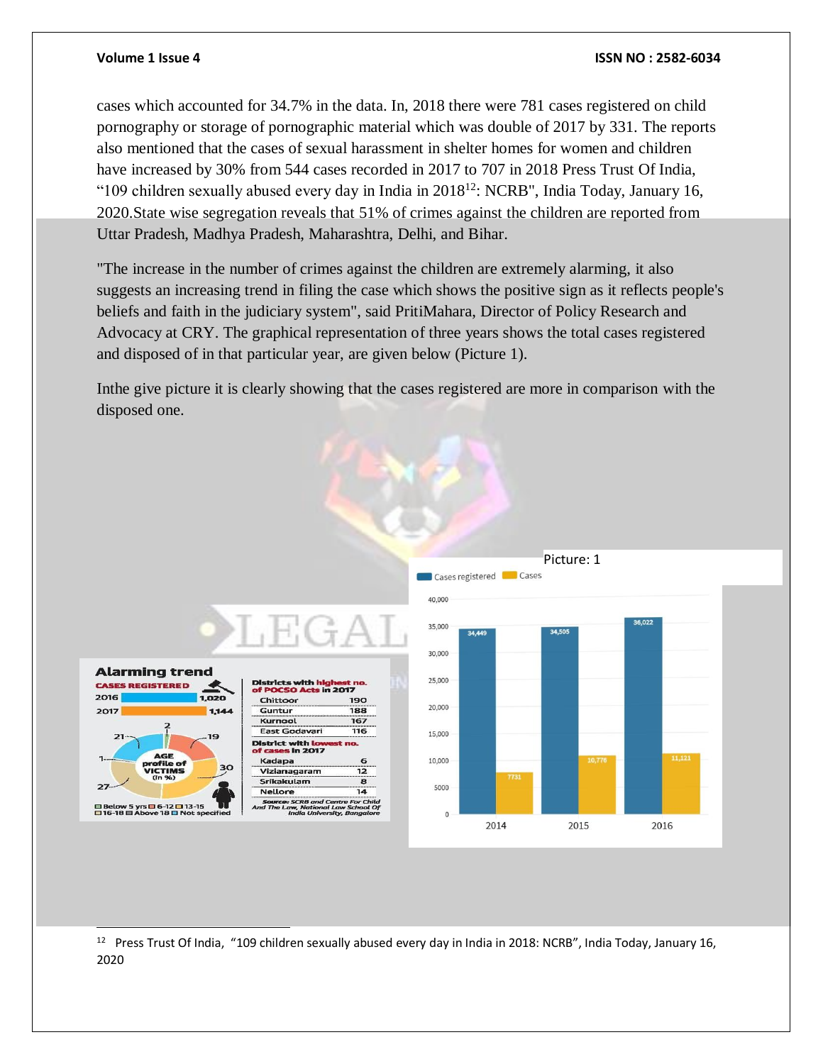cases which accounted for 34.7% in the data. In, 2018 there were 781 cases registered on child pornography or storage of pornographic material which was double of 2017 by 331. The reports also mentioned that the cases of sexual harassment in shelter homes for women and children have increased by 30% from 544 cases recorded in 2017 to 707 in 2018 Press Trust Of India, "109 children sexually abused every day in India in 2018[12]: NCRB", India Today, January 16, 2020.State wise segregation reveals that 51% of crimes against the children are reported from Uttar Pradesh, Madhya Pradesh, Maharashtra, Delhi, and Bihar.

"The increase in the number of crimes against the children are extremely alarming, it also suggests an increasing trend in filing the case which shows the positive sign as it reflects people's beliefs and faith in the judiciary system", said PritiMahara, Director of Policy Research and Advocacy at CRY. The graphical representation of three years shows the total cases registered and disposed of in that particular year, are given below (Picture 1).

Inthe give picture it is clearly showing that the cases registered are more in comparison with the disposed one.

Picture: 1

[12] Press Trust Of India, "109 children sexually abused every day in India in 2018: NCRB", India Today, January 16, 2020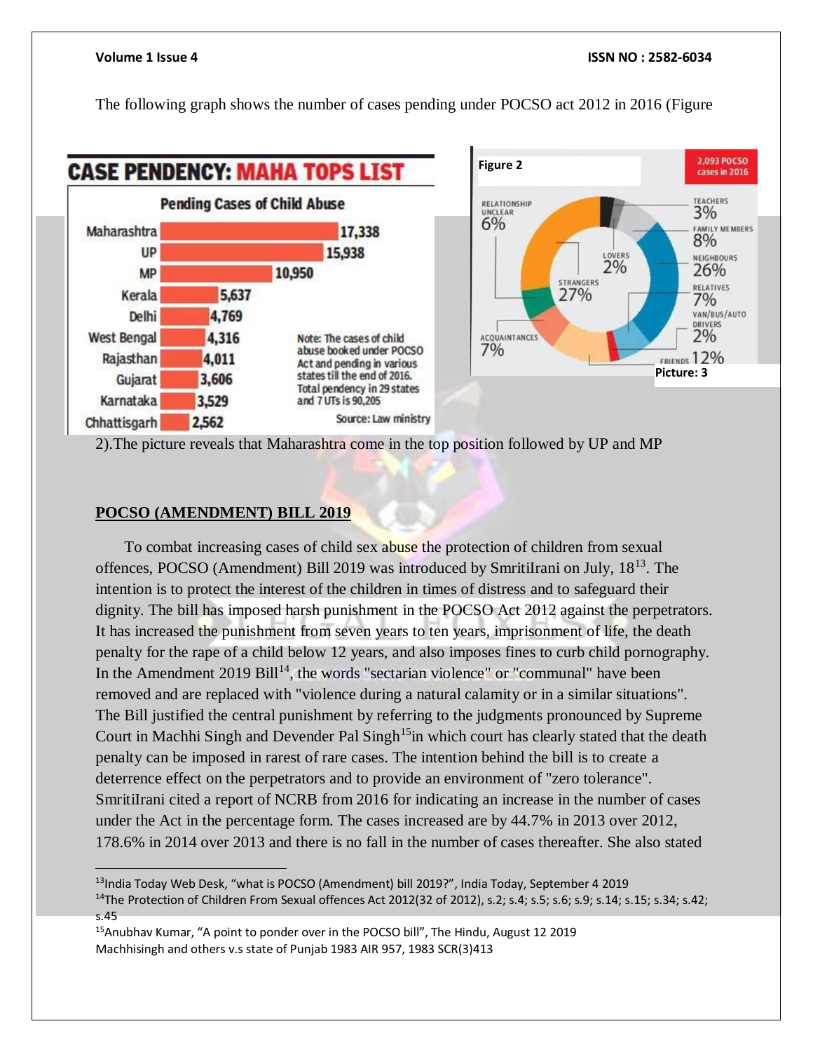The following graph shows the number of cases pending under POCSO act 2012 in 2016 (Figure 2).The picture reveals that Maharashtra come in the top position followed by UP and MP

**CASE PENDENCY: MAHA TOPS LIST**

Pending Cases of Child Abuse

| State | Pending Cases |
|---|---|
| Maharashtra | 17,338 |
| UP | 15,938 |
| MP | 10,950 |
| Kerala | 5,637 |
| Delhi | 4,769 |
| West Bengal | 4,316 |
| Rajasthan | 4,011 |
| Gujarat | 3,606 |
| Karnataka | 3,529 |
| Chhattisgarh | 2,562 |

Note: The cases of child abuse booked under POCSO Act and pending in various states till the end of 2016. Total pendency in 29 states and 7 UTs is 90,205

Source: Law ministry

Figure 2

2,093 POCSO cases in 2016

| Category | Percentage |
|---|---|
| Relationship unclear | 6% |
| Teachers | 3% |
| Family members | 8% |
| Lovers | 2% |
| Neighbours | 26% |
| Strangers | 27% |
| Relatives | 7% |
| Van/Bus/Auto drivers | 2% |
| Acquaintances | 7% |
| Friends | 12% |

Picture: 3

## POCSO (AMENDMENT) BILL 2019

To combat increasing cases of child sex abuse the protection of children from sexual offences, POCSO (Amendment) Bill 2019 was introduced by SmritiIrani on July, 18[13]. The intention is to protect the interest of the children in times of distress and to safeguard their dignity. The bill has imposed harsh punishment in the POCSO Act 2012 against the perpetrators. It has increased the punishment from seven years to ten years, imprisonment of life, the death penalty for the rape of a child below 12 years, and also imposes fines to curb child pornography. In the Amendment 2019 Bill[14], the words "sectarian violence" or "communal" have been removed and are replaced with "violence during a natural calamity or in a similar situations". The Bill justified the central punishment by referring to the judgments pronounced by Supreme Court in Machhi Singh and Devender Pal Singh[15]in which court has clearly stated that the death penalty can be imposed in rarest of rare cases. The intention behind the bill is to create a deterrence effect on the perpetrators and to provide an environment of "zero tolerance". SmritiIrani cited a report of NCRB from 2016 for indicating an increase in the number of cases under the Act in the percentage form. The cases increased are by 44.7% in 2013 over 2012, 178.6% in 2014 over 2013 and there is no fall in the number of cases thereafter. She also stated

---

[13]India Today Web Desk, "what is POCSO (Amendment) bill 2019?", India Today, September 4 2019

[14]The Protection of Children From Sexual offences Act 2012(32 of 2012), s.2; s.4; s.5; s.6; s.9; s.14; s.15; s.34; s.42; s.45

[15]Anubhav Kumar, "A point to ponder over in the POCSO bill", The Hindu, August 12 2019
Machhisingh and others v.s state of Punjab 1983 AIR 957, 1983 SCR(3)413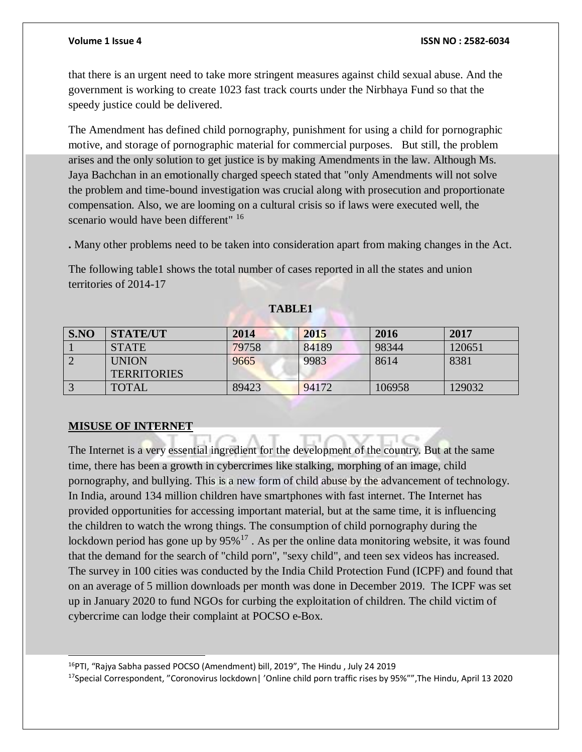that there is an urgent need to take more stringent measures against child sexual abuse. And the government is working to create 1023 fast track courts under the Nirbhaya Fund so that the speedy justice could be delivered.

The Amendment has defined child pornography, punishment for using a child for pornographic motive, and storage of pornographic material for commercial purposes. But still, the problem arises and the only solution to get justice is by making Amendments in the law. Although Ms. Jaya Bachchan in an emotionally charged speech stated that "only Amendments will not solve the problem and time-bound investigation was crucial along with prosecution and proportionate compensation. Also, we are looming on a cultural crisis so if laws were executed well, the scenario would have been different" [16]

. Many other problems need to be taken into consideration apart from making changes in the Act.

The following table1 shows the total number of cases reported in all the states and union territories of 2014-17

**TABLE1**

| S.NO | STATE/UT | 2014 | 2015 | 2016 | 2017 |
|---|---|---|---|---|---|
| 1 | STATE | 79758 | 84189 | 98344 | 120651 |
| 2 | UNION TERRITORIES | 9665 | 9983 | 8614 | 8381 |
| 3 | TOTAL | 89423 | 94172 | 106958 | 129032 |

**MISUSE OF INTERNET**

The Internet is a very essential ingredient for the development of the country. But at the same time, there has been a growth in cybercrimes like stalking, morphing of an image, child pornography, and bullying. This is a new form of child abuse by the advancement of technology. In India, around 134 million children have smartphones with fast internet. The Internet has provided opportunities for accessing important material, but at the same time, it is influencing the children to watch the wrong things. The consumption of child pornography during the lockdown period has gone up by 95%[17] . As per the online data monitoring website, it was found that the demand for the search of "child porn", "sexy child", and teen sex videos has increased. The survey in 100 cities was conducted by the India Child Protection Fund (ICPF) and found that on an average of 5 million downloads per month was done in December 2019. The ICPF was set up in January 2020 to fund NGOs for curbing the exploitation of children. The child victim of cybercrime can lodge their complaint at POCSO e-Box.

---

[16]PTI, "Rajya Sabha passed POCSO (Amendment) bill, 2019", The Hindu , July 24 2019

[17]Special Correspondent, "Coronovirus lockdown| 'Online child porn traffic rises by 95%"",The Hindu, April 13 2020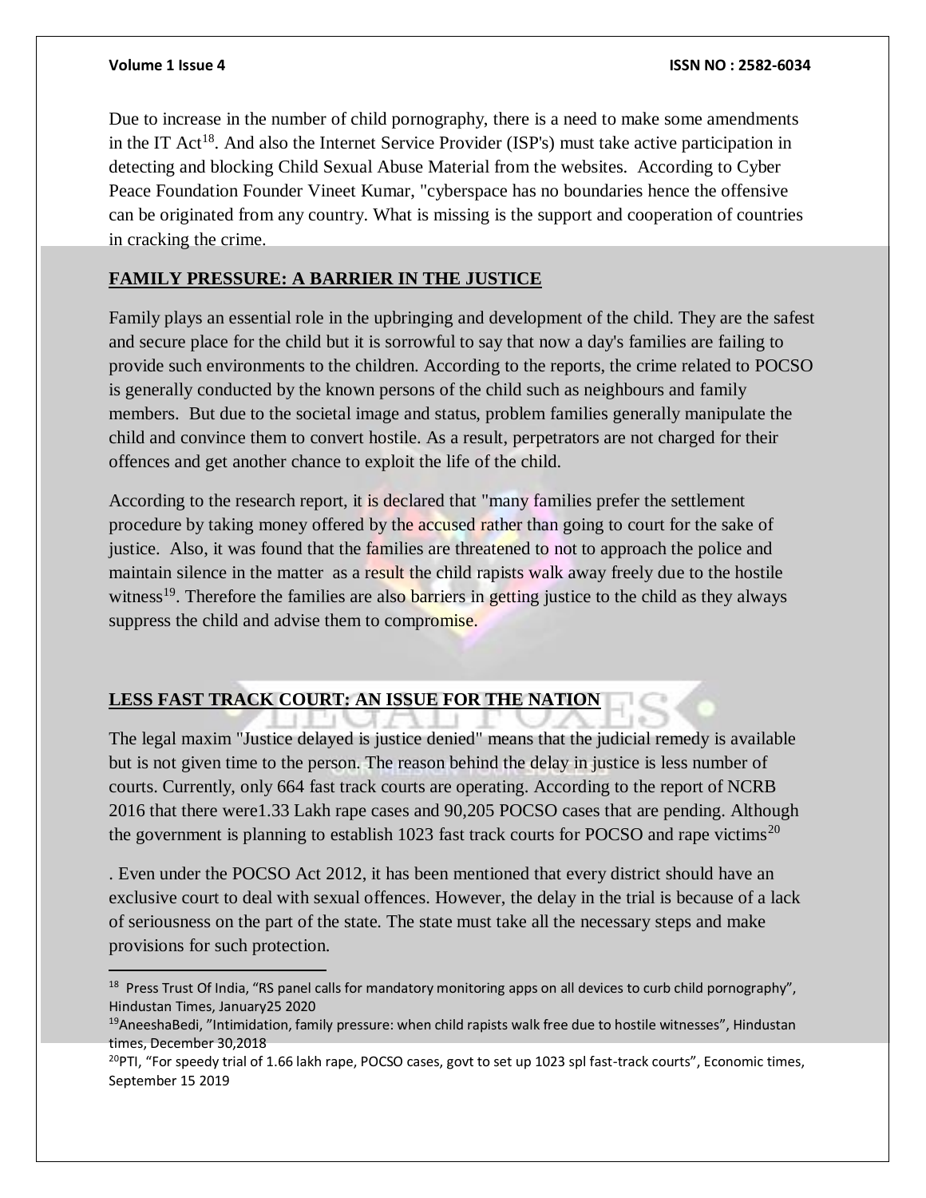Due to increase in the number of child pornography, there is a need to make some amendments in the IT Act[18]. And also the Internet Service Provider (ISP's) must take active participation in detecting and blocking Child Sexual Abuse Material from the websites. According to Cyber Peace Foundation Founder Vineet Kumar, "cyberspace has no boundaries hence the offensive can be originated from any country. What is missing is the support and cooperation of countries in cracking the crime.

## FAMILY PRESSURE: A BARRIER IN THE JUSTICE

Family plays an essential role in the upbringing and development of the child. They are the safest and secure place for the child but it is sorrowful to say that now a day's families are failing to provide such environments to the children. According to the reports, the crime related to POCSO is generally conducted by the known persons of the child such as neighbours and family members. But due to the societal image and status, problem families generally manipulate the child and convince them to convert hostile. As a result, perpetrators are not charged for their offences and get another chance to exploit the life of the child.

According to the research report, it is declared that "many families prefer the settlement procedure by taking money offered by the accused rather than going to court for the sake of justice. Also, it was found that the families are threatened to not to approach the police and maintain silence in the matter as a result the child rapists walk away freely due to the hostile witness[19]. Therefore the families are also barriers in getting justice to the child as they always suppress the child and advise them to compromise.

## LESS FAST TRACK COURT: AN ISSUE FOR THE NATION

The legal maxim "Justice delayed is justice denied" means that the judicial remedy is available but is not given time to the person. The reason behind the delay in justice is less number of courts. Currently, only 664 fast track courts are operating. According to the report of NCRB 2016 that there were1.33 Lakh rape cases and 90,205 POCSO cases that are pending. Although the government is planning to establish 1023 fast track courts for POCSO and rape victims[20]

. Even under the POCSO Act 2012, it has been mentioned that every district should have an exclusive court to deal with sexual offences. However, the delay in the trial is because of a lack of seriousness on the part of the state. The state must take all the necessary steps and make provisions for such protection.

---

[18] Press Trust Of India, "RS panel calls for mandatory monitoring apps on all devices to curb child pornography", Hindustan Times, January25 2020

[19] AneeshaBedi, "Intimidation, family pressure: when child rapists walk free due to hostile witnesses", Hindustan times, December 30,2018

[20] PTI, "For speedy trial of 1.66 lakh rape, POCSO cases, govt to set up 1023 spl fast-track courts", Economic times, September 15 2019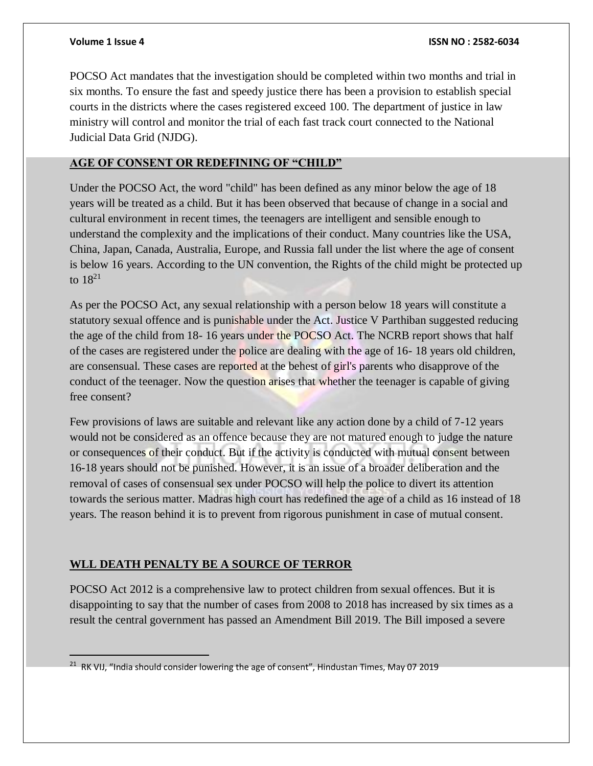POCSO Act mandates that the investigation should be completed within two months and trial in six months. To ensure the fast and speedy justice there has been a provision to establish special courts in the districts where the cases registered exceed 100. The department of justice in law ministry will control and monitor the trial of each fast track court connected to the National Judicial Data Grid (NJDG).

## AGE OF CONSENT OR REDEFINING OF "CHILD"

Under the POCSO Act, the word "child" has been defined as any minor below the age of 18 years will be treated as a child. But it has been observed that because of change in a social and cultural environment in recent times, the teenagers are intelligent and sensible enough to understand the complexity and the implications of their conduct. Many countries like the USA, China, Japan, Canada, Australia, Europe, and Russia fall under the list where the age of consent is below 16 years. According to the UN convention, the Rights of the child might be protected up to 18[21]

As per the POCSO Act, any sexual relationship with a person below 18 years will constitute a statutory sexual offence and is punishable under the Act. Justice V Parthiban suggested reducing the age of the child from 18- 16 years under the POCSO Act. The NCRB report shows that half of the cases are registered under the police are dealing with the age of 16- 18 years old children, are consensual. These cases are reported at the behest of girl's parents who disapprove of the conduct of the teenager. Now the question arises that whether the teenager is capable of giving free consent?

Few provisions of laws are suitable and relevant like any action done by a child of 7-12 years would not be considered as an offence because they are not matured enough to judge the nature or consequences of their conduct. But if the activity is conducted with mutual consent between 16-18 years should not be punished. However, it is an issue of a broader deliberation and the removal of cases of consensual sex under POCSO will help the police to divert its attention towards the serious matter. Madras high court has redefined the age of a child as 16 instead of 18 years. The reason behind it is to prevent from rigorous punishment in case of mutual consent.

## WLL DEATH PENALTY BE A SOURCE OF TERROR

POCSO Act 2012 is a comprehensive law to protect children from sexual offences. But it is disappointing to say that the number of cases from 2008 to 2018 has increased by six times as a result the central government has passed an Amendment Bill 2019. The Bill imposed a severe

---

[21] RK VIJ, "India should consider lowering the age of consent", Hindustan Times, May 07 2019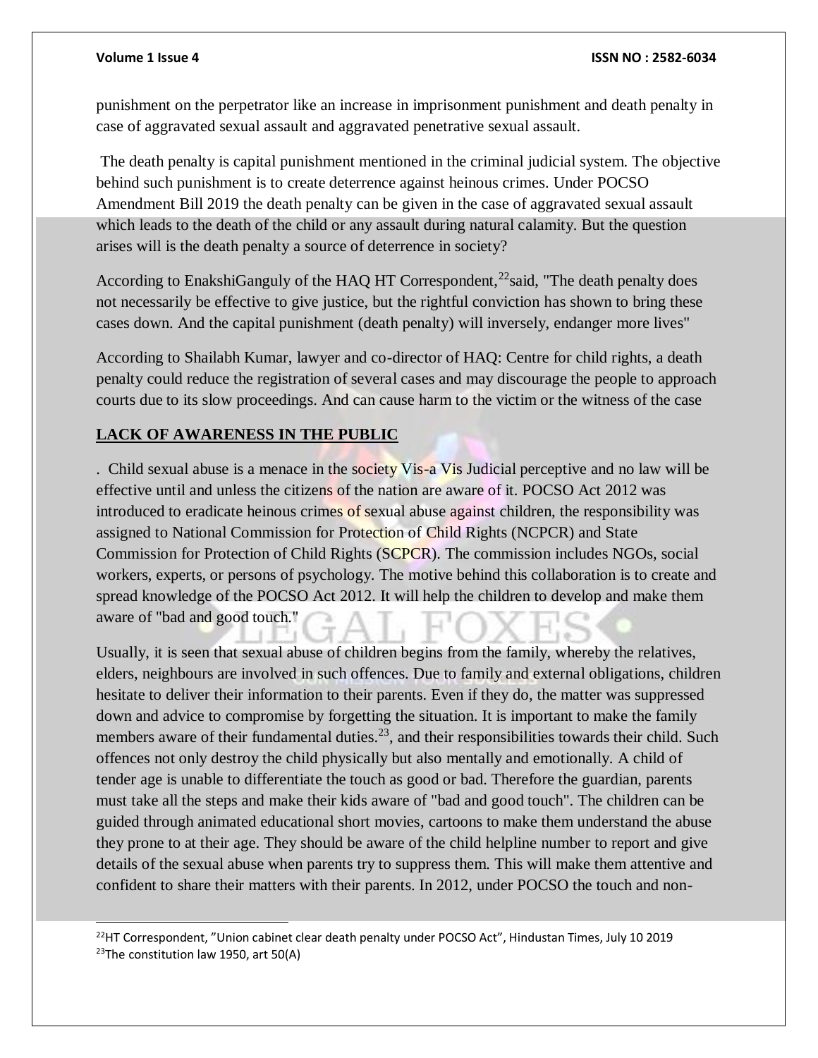punishment on the perpetrator like an increase in imprisonment punishment and death penalty in case of aggravated sexual assault and aggravated penetrative sexual assault.

The death penalty is capital punishment mentioned in the criminal judicial system. The objective behind such punishment is to create deterrence against heinous crimes. Under POCSO Amendment Bill 2019 the death penalty can be given in the case of aggravated sexual assault which leads to the death of the child or any assault during natural calamity. But the question arises will is the death penalty a source of deterrence in society?

According to EnakshiGanguly of the HAQ HT Correspondent,[22]said, "The death penalty does not necessarily be effective to give justice, but the rightful conviction has shown to bring these cases down. And the capital punishment (death penalty) will inversely, endanger more lives"

According to Shailabh Kumar, lawyer and co-director of HAQ: Centre for child rights, a death penalty could reduce the registration of several cases and may discourage the people to approach courts due to its slow proceedings. And can cause harm to the victim or the witness of the case

## LACK OF AWARENESS IN THE PUBLIC

. Child sexual abuse is a menace in the society Vis-a Vis Judicial perceptive and no law will be effective until and unless the citizens of the nation are aware of it. POCSO Act 2012 was introduced to eradicate heinous crimes of sexual abuse against children, the responsibility was assigned to National Commission for Protection of Child Rights (NCPCR) and State Commission for Protection of Child Rights (SCPCR). The commission includes NGOs, social workers, experts, or persons of psychology. The motive behind this collaboration is to create and spread knowledge of the POCSO Act 2012. It will help the children to develop and make them aware of "bad and good touch."

Usually, it is seen that sexual abuse of children begins from the family, whereby the relatives, elders, neighbours are involved in such offences. Due to family and external obligations, children hesitate to deliver their information to their parents. Even if they do, the matter was suppressed down and advice to compromise by forgetting the situation. It is important to make the family members aware of their fundamental duties.[23], and their responsibilities towards their child. Such offences not only destroy the child physically but also mentally and emotionally. A child of tender age is unable to differentiate the touch as good or bad. Therefore the guardian, parents must take all the steps and make their kids aware of "bad and good touch". The children can be guided through animated educational short movies, cartoons to make them understand the abuse they prone to at their age. They should be aware of the child helpline number to report and give details of the sexual abuse when parents try to suppress them. This will make them attentive and confident to share their matters with their parents. In 2012, under POCSO the touch and non-

---

[22]HT Correspondent, "Union cabinet clear death penalty under POCSO Act", Hindustan Times, July 10 2019

[23]The constitution law 1950, art 50(A)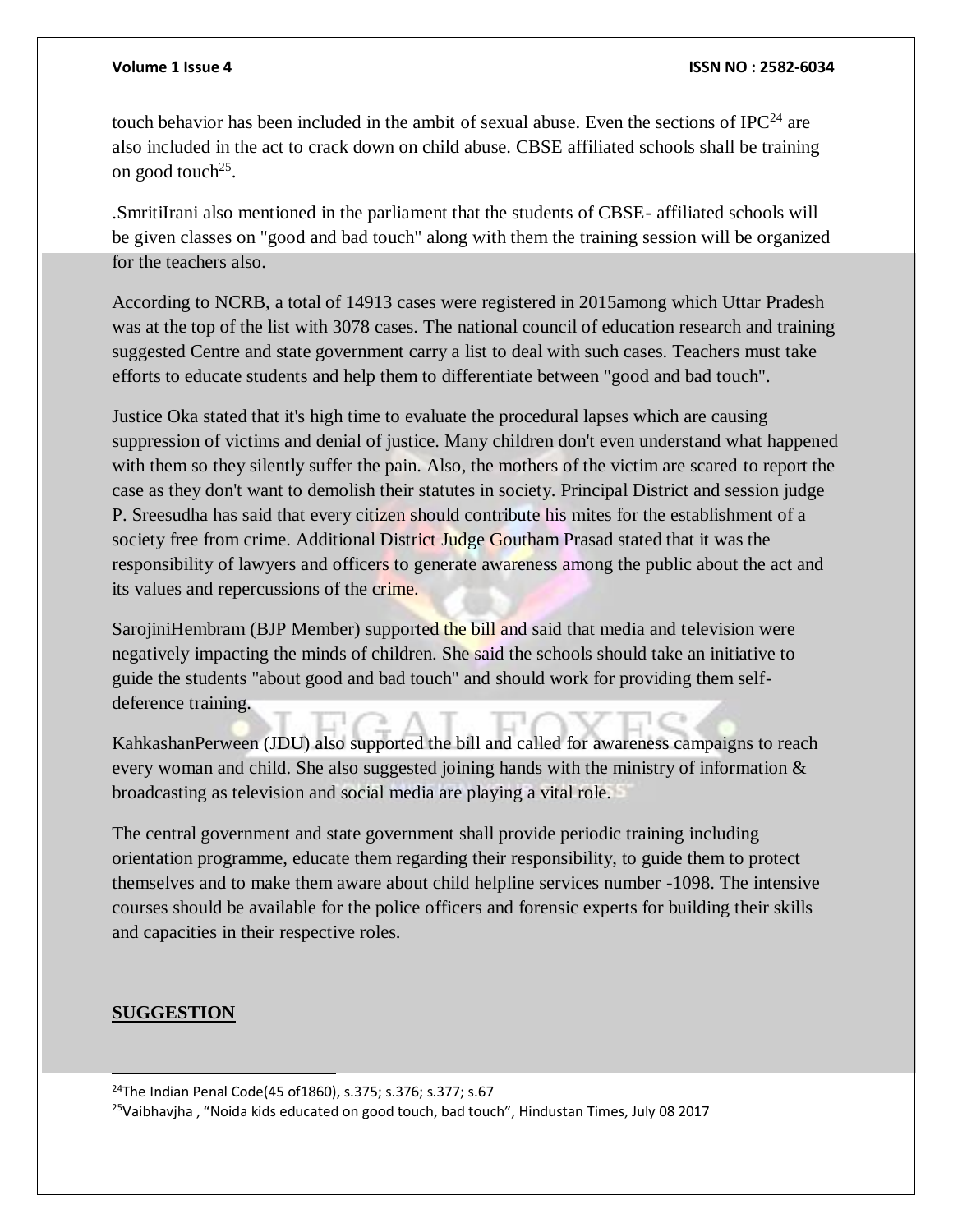touch behavior has been included in the ambit of sexual abuse. Even the sections of IPC[24] are also included in the act to crack down on child abuse. CBSE affiliated schools shall be training on good touch[25].

.SmritiIrani also mentioned in the parliament that the students of CBSE- affiliated schools will be given classes on "good and bad touch" along with them the training session will be organized for the teachers also.

According to NCRB, a total of 14913 cases were registered in 2015among which Uttar Pradesh was at the top of the list with 3078 cases. The national council of education research and training suggested Centre and state government carry a list to deal with such cases. Teachers must take efforts to educate students and help them to differentiate between "good and bad touch".

Justice Oka stated that it's high time to evaluate the procedural lapses which are causing suppression of victims and denial of justice. Many children don't even understand what happened with them so they silently suffer the pain. Also, the mothers of the victim are scared to report the case as they don't want to demolish their statutes in society. Principal District and session judge P. Sreesudha has said that every citizen should contribute his mites for the establishment of a society free from crime. Additional District Judge Goutham Prasad stated that it was the responsibility of lawyers and officers to generate awareness among the public about the act and its values and repercussions of the crime.

SarojiniHembram (BJP Member) supported the bill and said that media and television were negatively impacting the minds of children. She said the schools should take an initiative to guide the students "about good and bad touch" and should work for providing them self-deference training.

KahkashanPerween (JDU) also supported the bill and called for awareness campaigns to reach every woman and child. She also suggested joining hands with the ministry of information & broadcasting as television and social media are playing a vital role.

The central government and state government shall provide periodic training including orientation programme, educate them regarding their responsibility, to guide them to protect themselves and to make them aware about child helpline services number -1098. The intensive courses should be available for the police officers and forensic experts for building their skills and capacities in their respective roles.

## SUGGESTION

---

[24]The Indian Penal Code(45 of1860), s.375; s.376; s.377; s.67

[25]Vaibhavjha , "Noida kids educated on good touch, bad touch", Hindustan Times, July 08 2017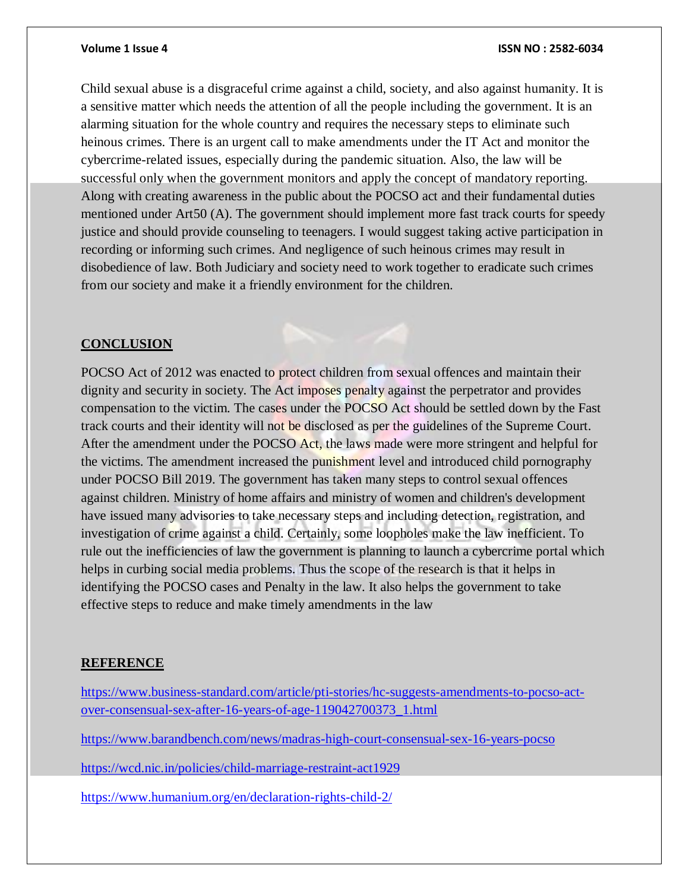Child sexual abuse is a disgraceful crime against a child, society, and also against humanity. It is a sensitive matter which needs the attention of all the people including the government. It is an alarming situation for the whole country and requires the necessary steps to eliminate such heinous crimes. There is an urgent call to make amendments under the IT Act and monitor the cybercrime-related issues, especially during the pandemic situation. Also, the law will be successful only when the government monitors and apply the concept of mandatory reporting. Along with creating awareness in the public about the POCSO act and their fundamental duties mentioned under Art50 (A). The government should implement more fast track courts for speedy justice and should provide counseling to teenagers. I would suggest taking active participation in recording or informing such crimes. And negligence of such heinous crimes may result in disobedience of law. Both Judiciary and society need to work together to eradicate such crimes from our society and make it a friendly environment for the children.

## CONCLUSION

POCSO Act of 2012 was enacted to protect children from sexual offences and maintain their dignity and security in society. The Act imposes penalty against the perpetrator and provides compensation to the victim. The cases under the POCSO Act should be settled down by the Fast track courts and their identity will not be disclosed as per the guidelines of the Supreme Court. After the amendment under the POCSO Act, the laws made were more stringent and helpful for the victims. The amendment increased the punishment level and introduced child pornography under POCSO Bill 2019. The government has taken many steps to control sexual offences against children. Ministry of home affairs and ministry of women and children's development have issued many advisories to take necessary steps and including detection, registration, and investigation of crime against a child. Certainly, some loopholes make the law inefficient. To rule out the inefficiencies of law the government is planning to launch a cybercrime portal which helps in curbing social media problems. Thus the scope of the research is that it helps in identifying the POCSO cases and Penalty in the law. It also helps the government to take effective steps to reduce and make timely amendments in the law

## REFERENCE

https://www.business-standard.com/article/pti-stories/hc-suggests-amendments-to-pocso-act-over-consensual-sex-after-16-years-of-age-119042700373_1.html

https://www.barandbench.com/news/madras-high-court-consensual-sex-16-years-pocso

https://wcd.nic.in/policies/child-marriage-restraint-act1929

https://www.humanium.org/en/declaration-rights-child-2/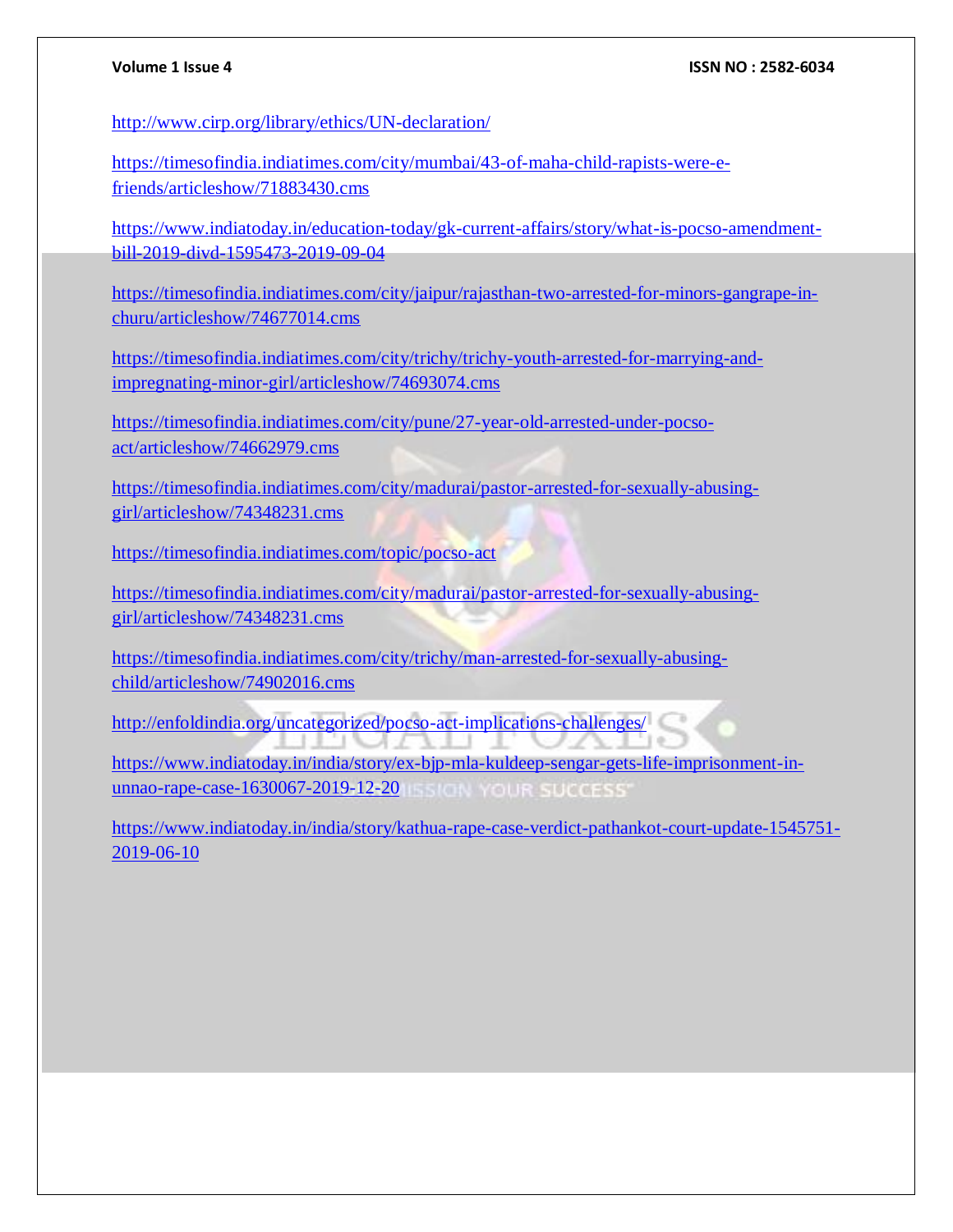http://www.cirp.org/library/ethics/UN-declaration/

https://timesofindia.indiatimes.com/city/mumbai/43-of-maha-child-rapists-were-e-friends/articleshow/71883430.cms

https://www.indiatoday.in/education-today/gk-current-affairs/story/what-is-pocso-amendment-bill-2019-divd-1595473-2019-09-04

https://timesofindia.indiatimes.com/city/jaipur/rajasthan-two-arrested-for-minors-gangrape-in-churu/articleshow/74677014.cms

https://timesofindia.indiatimes.com/city/trichy/trichy-youth-arrested-for-marrying-and-impregnating-minor-girl/articleshow/74693074.cms

https://timesofindia.indiatimes.com/city/pune/27-year-old-arrested-under-pocso-act/articleshow/74662979.cms

https://timesofindia.indiatimes.com/city/madurai/pastor-arrested-for-sexually-abusing-girl/articleshow/74348231.cms

https://timesofindia.indiatimes.com/topic/pocso-act

https://timesofindia.indiatimes.com/city/madurai/pastor-arrested-for-sexually-abusing-girl/articleshow/74348231.cms

https://timesofindia.indiatimes.com/city/trichy/man-arrested-for-sexually-abusing-child/articleshow/74902016.cms

http://enfoldindia.org/uncategorized/pocso-act-implications-challenges/

https://www.indiatoday.in/india/story/ex-bjp-mla-kuldeep-sengar-gets-life-imprisonment-in-unnao-rape-case-1630067-2019-12-20

https://www.indiatoday.in/india/story/kathua-rape-case-verdict-pathankot-court-update-1545751-2019-06-10